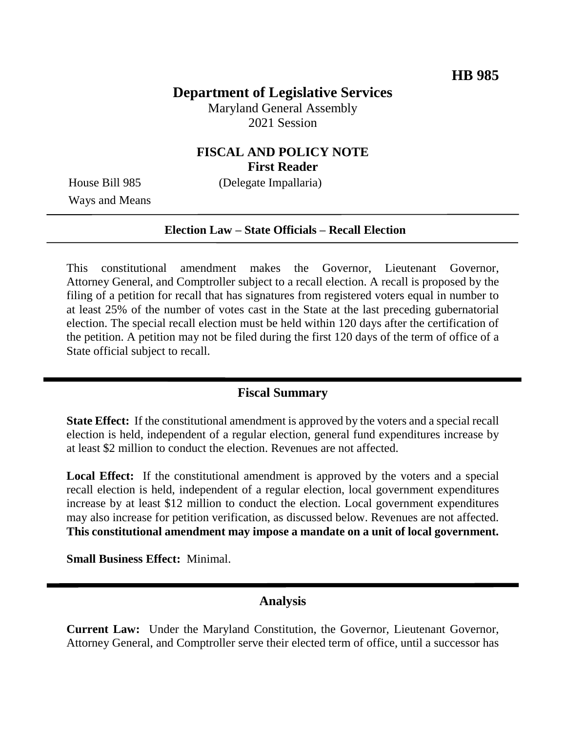**HB 985**

# Department of Legislative Services

Maryland General Assembly
2021 Session

## FISCAL AND POLICY NOTE
**First Reader**

House Bill 985 (Delegate Impallaria)
Ways and Means

**Election Law – State Officials – Recall Election**

This constitutional amendment makes the Governor, Lieutenant Governor, Attorney General, and Comptroller subject to a recall election. A recall is proposed by the filing of a petition for recall that has signatures from registered voters equal in number to at least 25% of the number of votes cast in the State at the last preceding gubernatorial election. The special recall election must be held within 120 days after the certification of the petition. A petition may not be filed during the first 120 days of the term of office of a State official subject to recall.

## Fiscal Summary

**State Effect:** If the constitutional amendment is approved by the voters and a special recall election is held, independent of a regular election, general fund expenditures increase by at least $2 million to conduct the election. Revenues are not affected.

**Local Effect:** If the constitutional amendment is approved by the voters and a special recall election is held, independent of a regular election, local government expenditures increase by at least $12 million to conduct the election. Local government expenditures may also increase for petition verification, as discussed below. Revenues are not affected. **This constitutional amendment may impose a mandate on a unit of local government.**

**Small Business Effect:** Minimal.

## Analysis

**Current Law:** Under the Maryland Constitution, the Governor, Lieutenant Governor, Attorney General, and Comptroller serve their elected term of office, until a successor has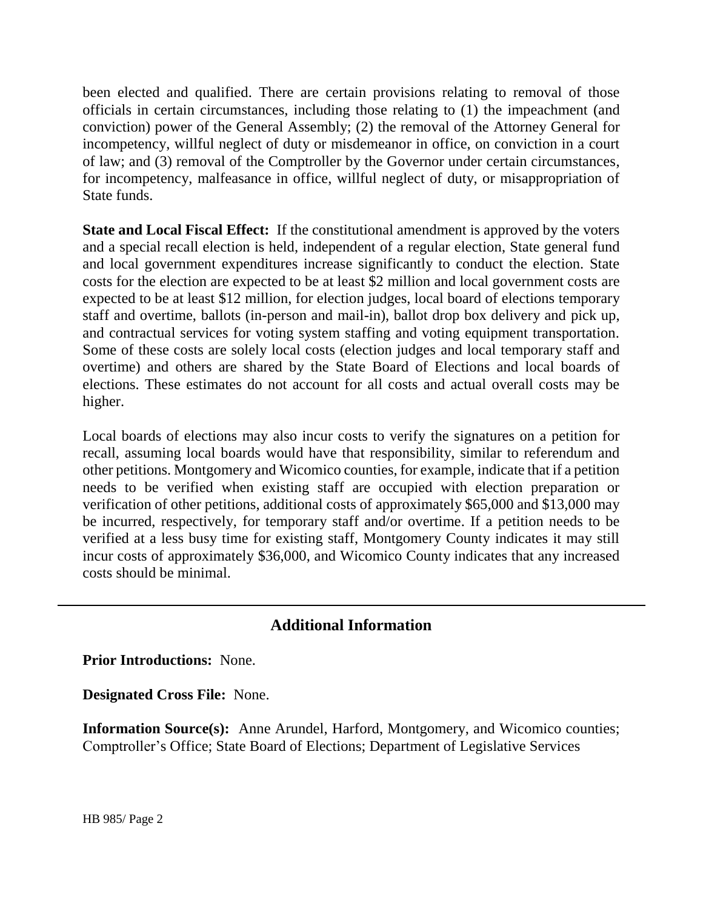been elected and qualified. There are certain provisions relating to removal of those officials in certain circumstances, including those relating to (1) the impeachment (and conviction) power of the General Assembly; (2) the removal of the Attorney General for incompetency, willful neglect of duty or misdemeanor in office, on conviction in a court of law; and (3) removal of the Comptroller by the Governor under certain circumstances, for incompetency, malfeasance in office, willful neglect of duty, or misappropriation of State funds.

**State and Local Fiscal Effect:** If the constitutional amendment is approved by the voters and a special recall election is held, independent of a regular election, State general fund and local government expenditures increase significantly to conduct the election. State costs for the election are expected to be at least $2 million and local government costs are expected to be at least $12 million, for election judges, local board of elections temporary staff and overtime, ballots (in-person and mail-in), ballot drop box delivery and pick up, and contractual services for voting system staffing and voting equipment transportation. Some of these costs are solely local costs (election judges and local temporary staff and overtime) and others are shared by the State Board of Elections and local boards of elections. These estimates do not account for all costs and actual overall costs may be higher.

Local boards of elections may also incur costs to verify the signatures on a petition for recall, assuming local boards would have that responsibility, similar to referendum and other petitions. Montgomery and Wicomico counties, for example, indicate that if a petition needs to be verified when existing staff are occupied with election preparation or verification of other petitions, additional costs of approximately $65,000 and $13,000 may be incurred, respectively, for temporary staff and/or overtime. If a petition needs to be verified at a less busy time for existing staff, Montgomery County indicates it may still incur costs of approximately $36,000, and Wicomico County indicates that any increased costs should be minimal.

## Additional Information

**Prior Introductions:** None.

**Designated Cross File:** None.

**Information Source(s):** Anne Arundel, Harford, Montgomery, and Wicomico counties; Comptroller's Office; State Board of Elections; Department of Legislative Services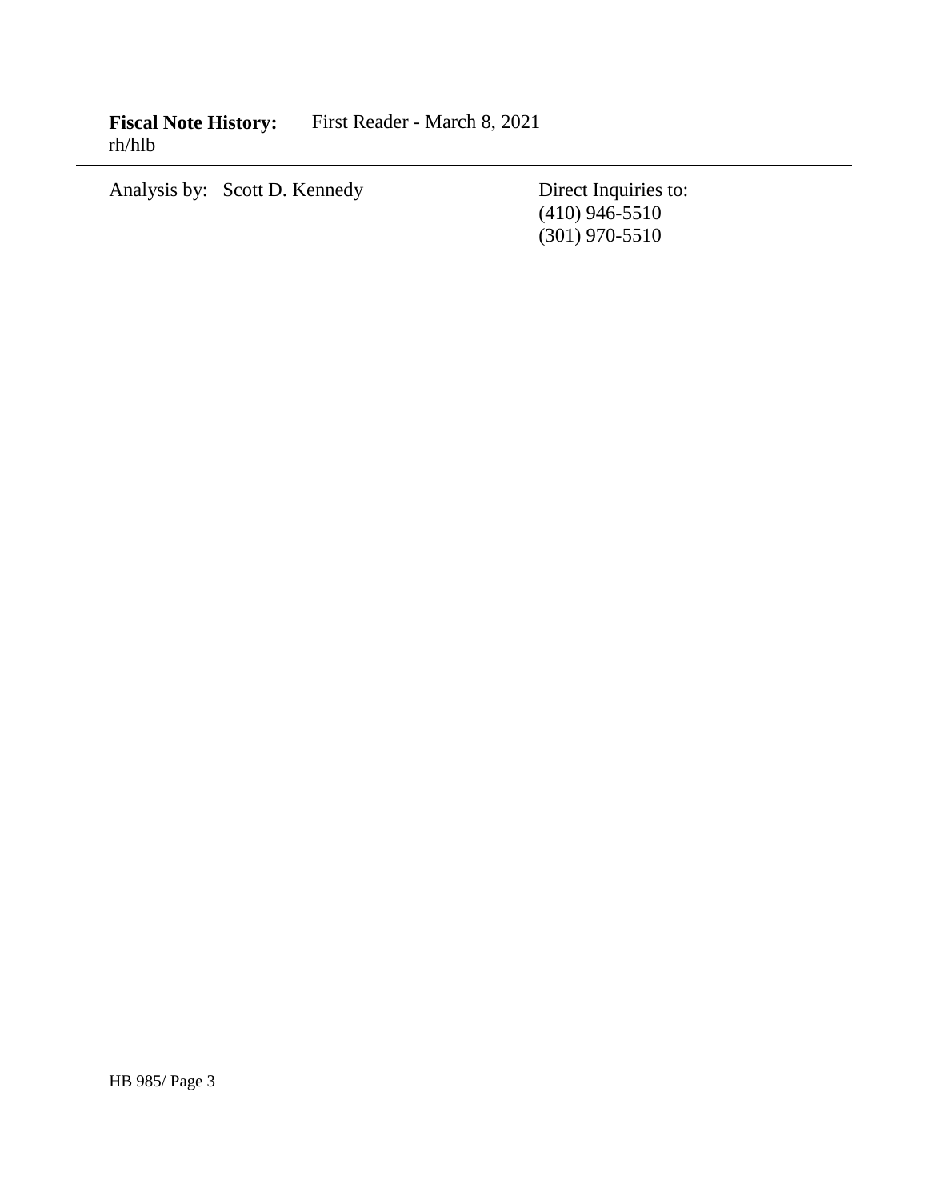**Fiscal Note History:** First Reader - March 8, 2021
rh/hlb

---

Analysis by: Scott D. Kennedy

Direct Inquiries to:
(410) 946-5510
(301) 970-5510